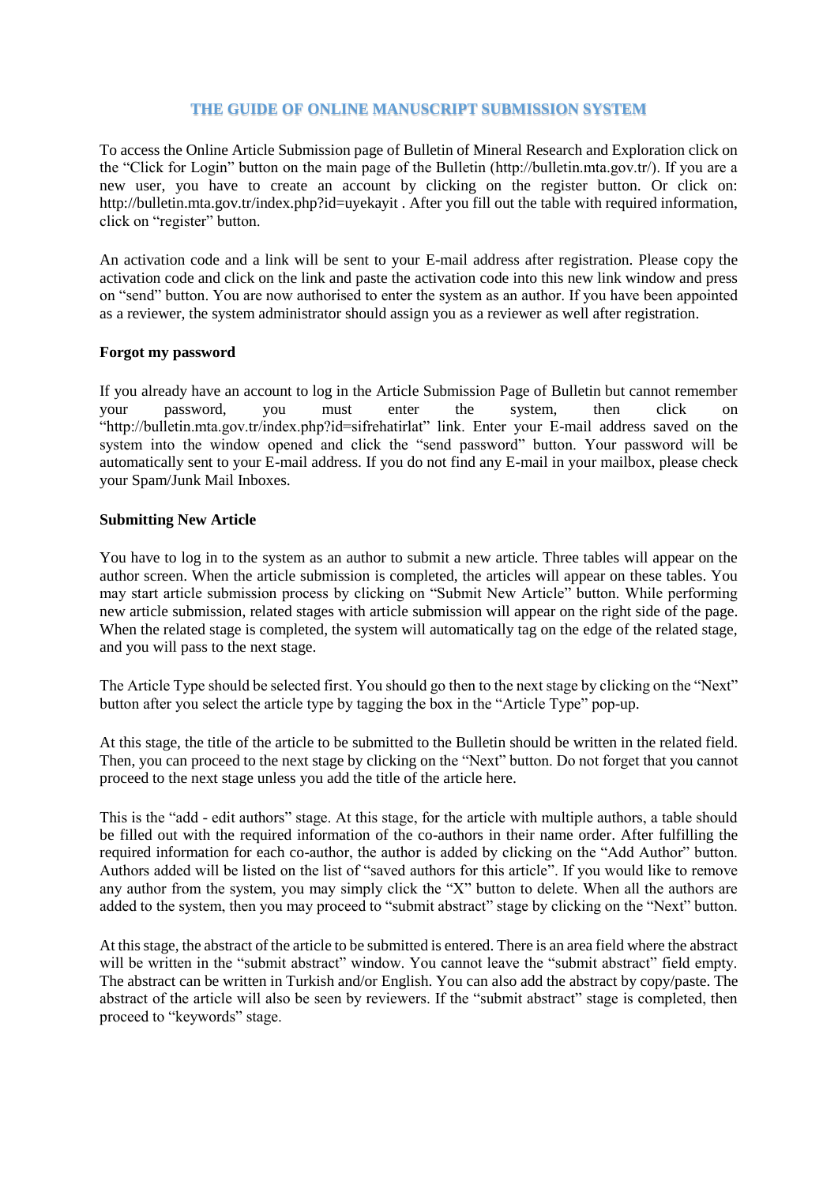# THE GUIDE OF ONLINE MANUSCRIPT SUBMISSION SYSTEM

To access the Online Article Submission page of Bulletin of Mineral Research and Exploration click on the "Click for Login" button on the main page of the Bulletin (http://bulletin.mta.gov.tr/). If you are a new user, you have to create an account by clicking on the register button. Or click on: http://bulletin.mta.gov.tr/index.php?id=uyekayit . After you fill out the table with required information, click on "register" button.

An activation code and a link will be sent to your E-mail address after registration. Please copy the activation code and click on the link and paste the activation code into this new link window and press on "send" button. You are now authorised to enter the system as an author. If you have been appointed as a reviewer, the system administrator should assign you as a reviewer as well after registration.

**Forgot my password**

If you already have an account to log in the Article Submission Page of Bulletin but cannot remember your password, you must enter the system, then click on "http://bulletin.mta.gov.tr/index.php?id=sifrehatirlat" link. Enter your E-mail address saved on the system into the window opened and click the "send password" button. Your password will be automatically sent to your E-mail address. If you do not find any E-mail in your mailbox, please check your Spam/Junk Mail Inboxes.

**Submitting New Article**

You have to log in to the system as an author to submit a new article. Three tables will appear on the author screen. When the article submission is completed, the articles will appear on these tables. You may start article submission process by clicking on "Submit New Article" button. While performing new article submission, related stages with article submission will appear on the right side of the page. When the related stage is completed, the system will automatically tag on the edge of the related stage, and you will pass to the next stage.

The Article Type should be selected first. You should go then to the next stage by clicking on the "Next" button after you select the article type by tagging the box in the "Article Type" pop-up.

At this stage, the title of the article to be submitted to the Bulletin should be written in the related field. Then, you can proceed to the next stage by clicking on the "Next" button. Do not forget that you cannot proceed to the next stage unless you add the title of the article here.

This is the "add - edit authors" stage. At this stage, for the article with multiple authors, a table should be filled out with the required information of the co-authors in their name order. After fulfilling the required information for each co-author, the author is added by clicking on the "Add Author" button. Authors added will be listed on the list of "saved authors for this article". If you would like to remove any author from the system, you may simply click the "X" button to delete. When all the authors are added to the system, then you may proceed to "submit abstract" stage by clicking on the "Next" button.

At this stage, the abstract of the article to be submitted is entered. There is an area field where the abstract will be written in the "submit abstract" window. You cannot leave the "submit abstract" field empty. The abstract can be written in Turkish and/or English. You can also add the abstract by copy/paste. The abstract of the article will also be seen by reviewers. If the "submit abstract" stage is completed, then proceed to "keywords" stage.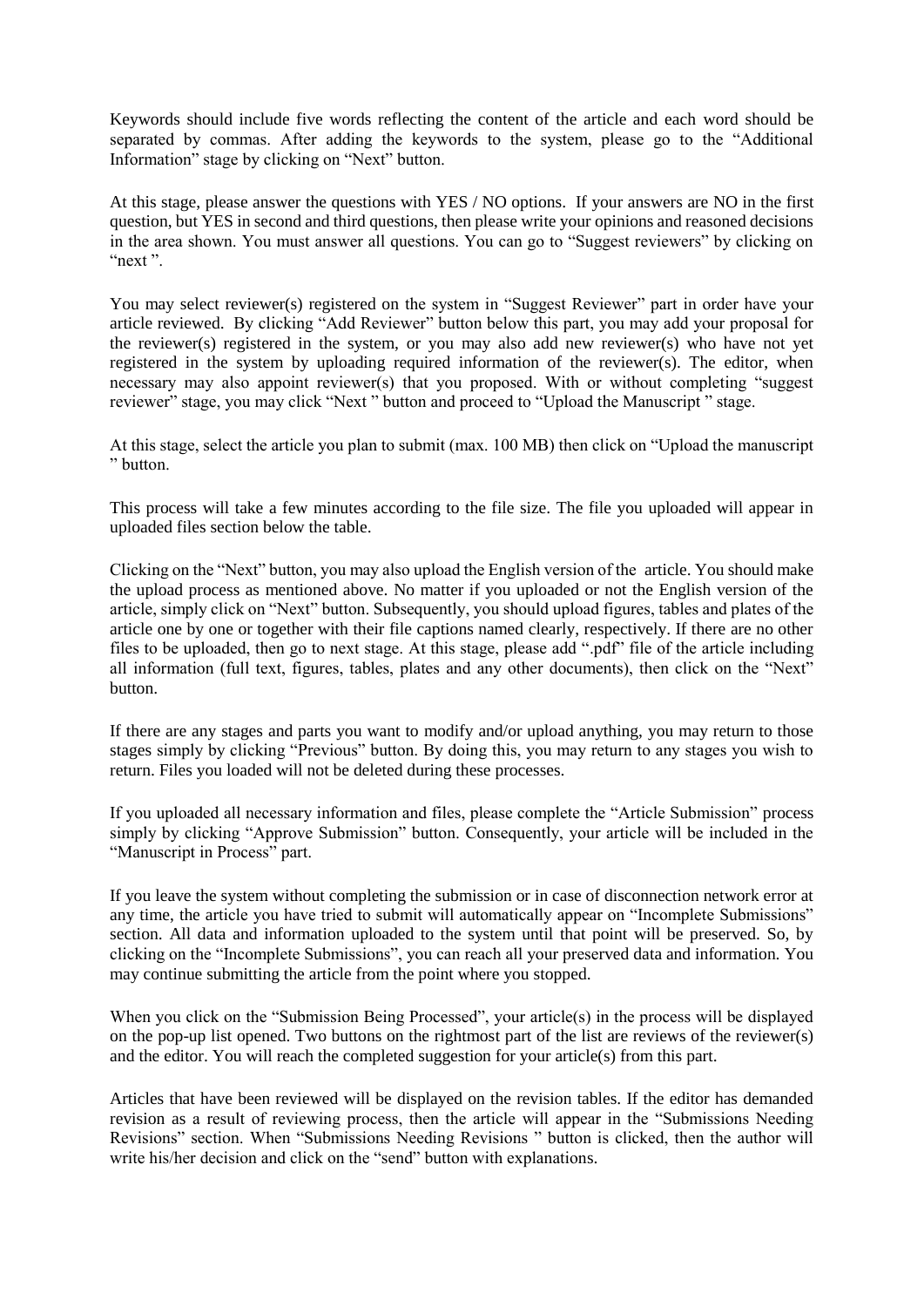Keywords should include five words reflecting the content of the article and each word should be separated by commas. After adding the keywords to the system, please go to the "Additional Information" stage by clicking on "Next" button.

At this stage, please answer the questions with YES / NO options. If your answers are NO in the first question, but YES in second and third questions, then please write your opinions and reasoned decisions in the area shown. You must answer all questions. You can go to "Suggest reviewers" by clicking on "next ".

You may select reviewer(s) registered on the system in "Suggest Reviewer" part in order have your article reviewed. By clicking "Add Reviewer" button below this part, you may add your proposal for the reviewer(s) registered in the system, or you may also add new reviewer(s) who have not yet registered in the system by uploading required information of the reviewer(s). The editor, when necessary may also appoint reviewer(s) that you proposed. With or without completing "suggest reviewer" stage, you may click "Next " button and proceed to "Upload the Manuscript " stage.

At this stage, select the article you plan to submit (max. 100 MB) then click on "Upload the manuscript " button.

This process will take a few minutes according to the file size. The file you uploaded will appear in uploaded files section below the table.

Clicking on the "Next" button, you may also upload the English version of the article. You should make the upload process as mentioned above. No matter if you uploaded or not the English version of the article, simply click on "Next" button. Subsequently, you should upload figures, tables and plates of the article one by one or together with their file captions named clearly, respectively. If there are no other files to be uploaded, then go to next stage. At this stage, please add ".pdf" file of the article including all information (full text, figures, tables, plates and any other documents), then click on the "Next" button.

If there are any stages and parts you want to modify and/or upload anything, you may return to those stages simply by clicking "Previous" button. By doing this, you may return to any stages you wish to return. Files you loaded will not be deleted during these processes.

If you uploaded all necessary information and files, please complete the "Article Submission" process simply by clicking "Approve Submission" button. Consequently, your article will be included in the "Manuscript in Process" part.

If you leave the system without completing the submission or in case of disconnection network error at any time, the article you have tried to submit will automatically appear on "Incomplete Submissions" section. All data and information uploaded to the system until that point will be preserved. So, by clicking on the "Incomplete Submissions", you can reach all your preserved data and information. You may continue submitting the article from the point where you stopped.

When you click on the "Submission Being Processed", your article(s) in the process will be displayed on the pop-up list opened. Two buttons on the rightmost part of the list are reviews of the reviewer(s) and the editor. You will reach the completed suggestion for your article(s) from this part.

Articles that have been reviewed will be displayed on the revision tables. If the editor has demanded revision as a result of reviewing process, then the article will appear in the "Submissions Needing Revisions" section. When "Submissions Needing Revisions " button is clicked, then the author will write his/her decision and click on the "send" button with explanations.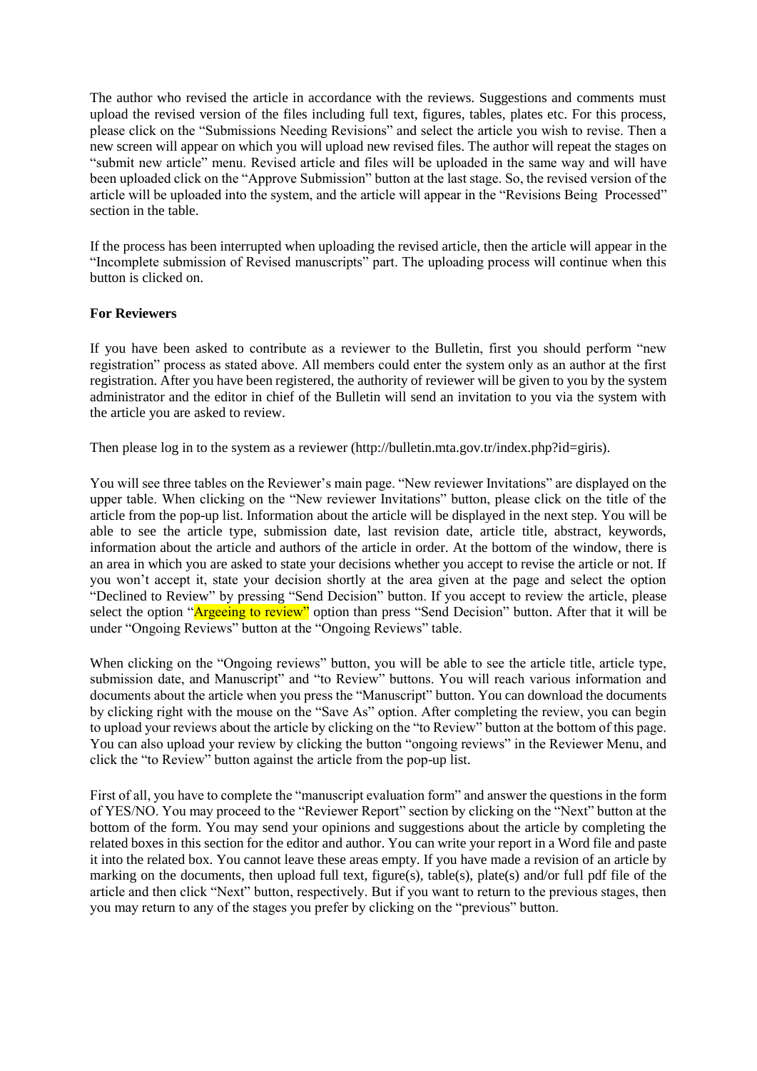The author who revised the article in accordance with the reviews. Suggestions and comments must upload the revised version of the files including full text, figures, tables, plates etc. For this process, please click on the "Submissions Needing Revisions" and select the article you wish to revise. Then a new screen will appear on which you will upload new revised files. The author will repeat the stages on "submit new article" menu. Revised article and files will be uploaded in the same way and will have been uploaded click on the "Approve Submission" button at the last stage. So, the revised version of the article will be uploaded into the system, and the article will appear in the "Revisions Being Processed" section in the table.

If the process has been interrupted when uploading the revised article, then the article will appear in the "Incomplete submission of Revised manuscripts" part. The uploading process will continue when this button is clicked on.

**For Reviewers**

If you have been asked to contribute as a reviewer to the Bulletin, first you should perform "new registration" process as stated above. All members could enter the system only as an author at the first registration. After you have been registered, the authority of reviewer will be given to you by the system administrator and the editor in chief of the Bulletin will send an invitation to you via the system with the article you are asked to review.

Then please log in to the system as a reviewer (http://bulletin.mta.gov.tr/index.php?id=giris).

You will see three tables on the Reviewer's main page. "New reviewer Invitations" are displayed on the upper table. When clicking on the "New reviewer Invitations" button, please click on the title of the article from the pop-up list. Information about the article will be displayed in the next step. You will be able to see the article type, submission date, last revision date, article title, abstract, keywords, information about the article and authors of the article in order. At the bottom of the window, there is an area in which you are asked to state your decisions whether you accept to revise the article or not. If you won't accept it, state your decision shortly at the area given at the page and select the option "Declined to Review" by pressing "Send Decision" button. If you accept to review the article, please select the option "Argeeing to review" option than press "Send Decision" button. After that it will be under "Ongoing Reviews" button at the "Ongoing Reviews" table.

When clicking on the "Ongoing reviews" button, you will be able to see the article title, article type, submission date, and Manuscript" and "to Review" buttons. You will reach various information and documents about the article when you press the "Manuscript" button. You can download the documents by clicking right with the mouse on the "Save As" option. After completing the review, you can begin to upload your reviews about the article by clicking on the "to Review" button at the bottom of this page. You can also upload your review by clicking the button "ongoing reviews" in the Reviewer Menu, and click the "to Review" button against the article from the pop-up list.

First of all, you have to complete the "manuscript evaluation form" and answer the questions in the form of YES/NO. You may proceed to the "Reviewer Report" section by clicking on the "Next" button at the bottom of the form. You may send your opinions and suggestions about the article by completing the related boxes in this section for the editor and author. You can write your report in a Word file and paste it into the related box. You cannot leave these areas empty. If you have made a revision of an article by marking on the documents, then upload full text, figure(s), table(s), plate(s) and/or full pdf file of the article and then click "Next" button, respectively. But if you want to return to the previous stages, then you may return to any of the stages you prefer by clicking on the "previous" button.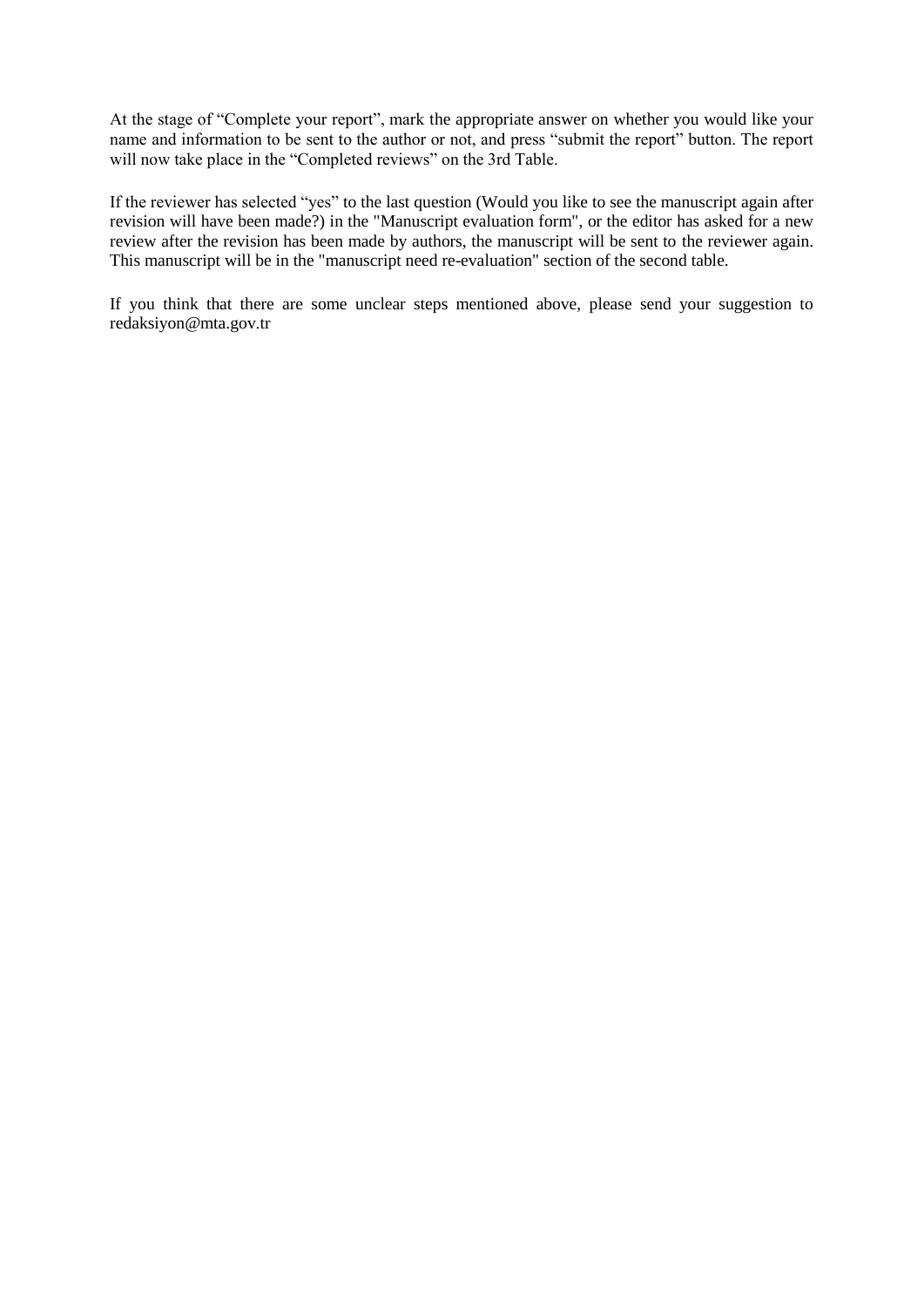At the stage of “Complete your report”, mark the appropriate answer on whether you would like your name and information to be sent to the author or not, and press “submit the report” button. The report will now take place in the “Completed reviews” on the 3rd Table.

If the reviewer has selected “yes” to the last question (Would you like to see the manuscript again after revision will have been made?) in the "Manuscript evaluation form", or the editor has asked for a new review after the revision has been made by authors, the manuscript will be sent to the reviewer again. This manuscript will be in the "manuscript need re-evaluation" section of the second table.

If you think that there are some unclear steps mentioned above, please send your suggestion to redaksiyon@mta.gov.tr